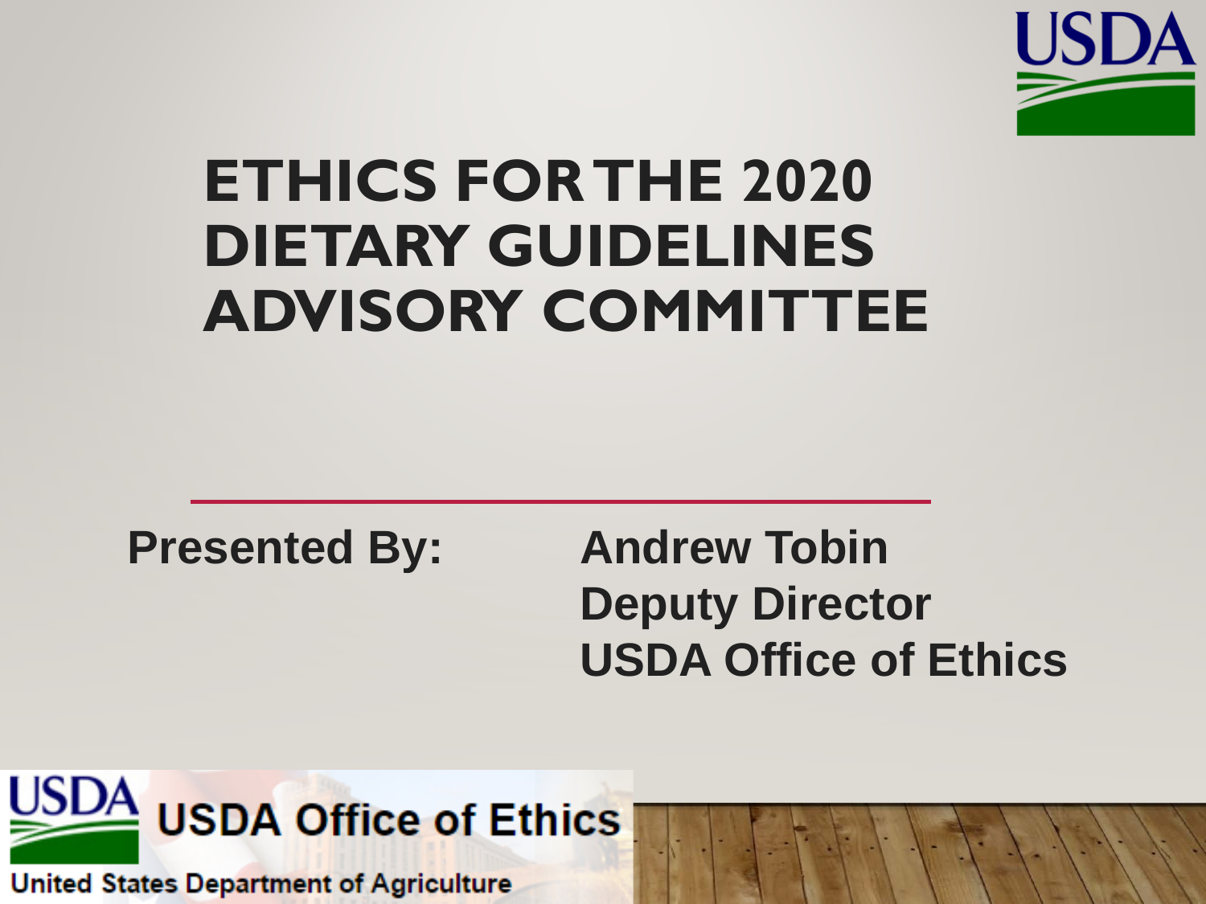# ETHICS FOR THE 2020 DIETARY GUIDELINES ADVISORY COMMITTEE

**Presented By:**

**Andrew Tobin**
**Deputy Director**
**USDA Office of Ethics**

USDA Office of Ethics

United States Department of Agriculture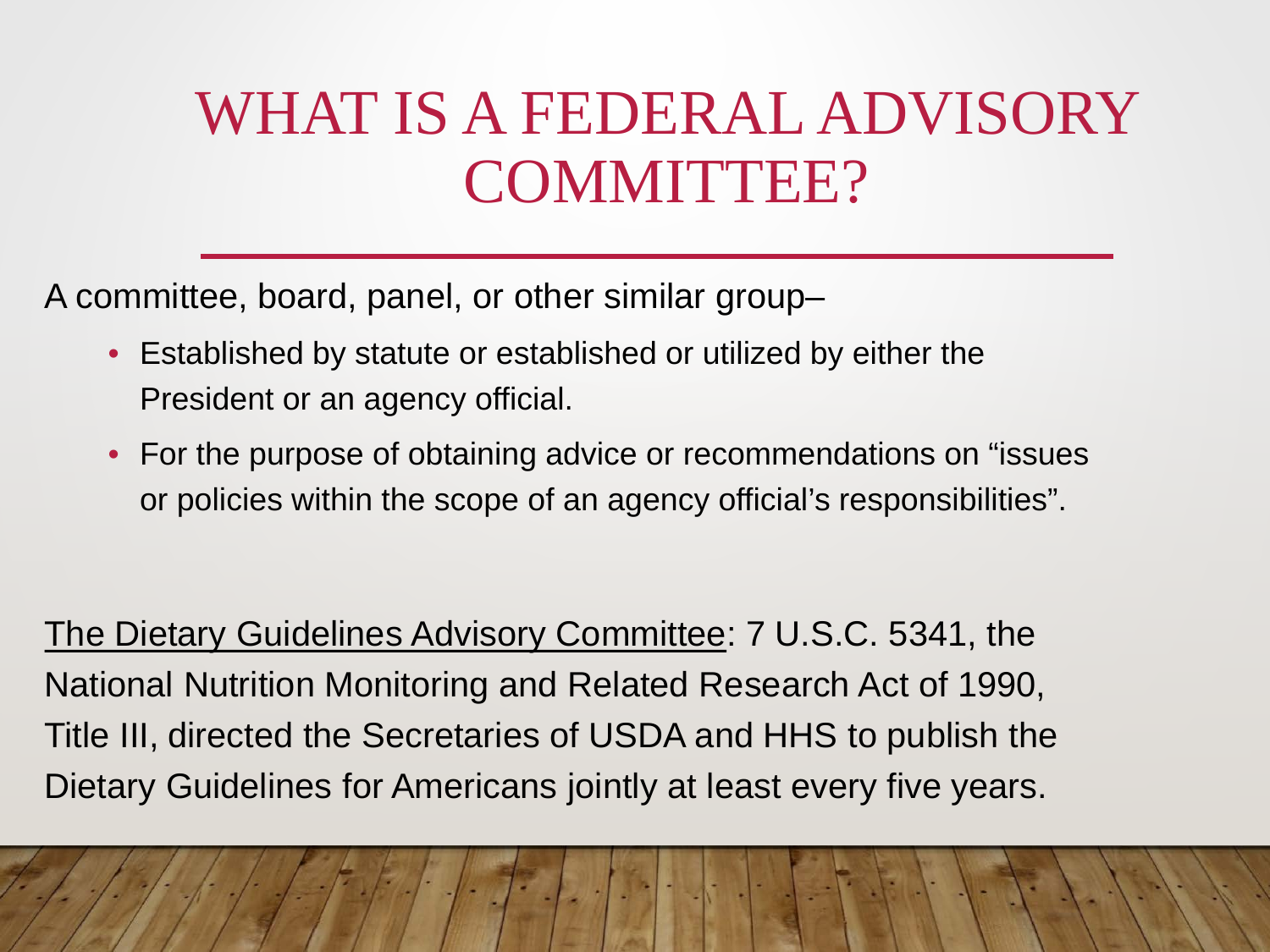# WHAT IS A FEDERAL ADVISORY COMMITTEE?

A committee, board, panel, or other similar group–

- Established by statute or established or utilized by either the President or an agency official.
- For the purpose of obtaining advice or recommendations on "issues or policies within the scope of an agency official's responsibilities".

The Dietary Guidelines Advisory Committee: 7 U.S.C. 5341, the National Nutrition Monitoring and Related Research Act of 1990, Title III, directed the Secretaries of USDA and HHS to publish the Dietary Guidelines for Americans jointly at least every five years.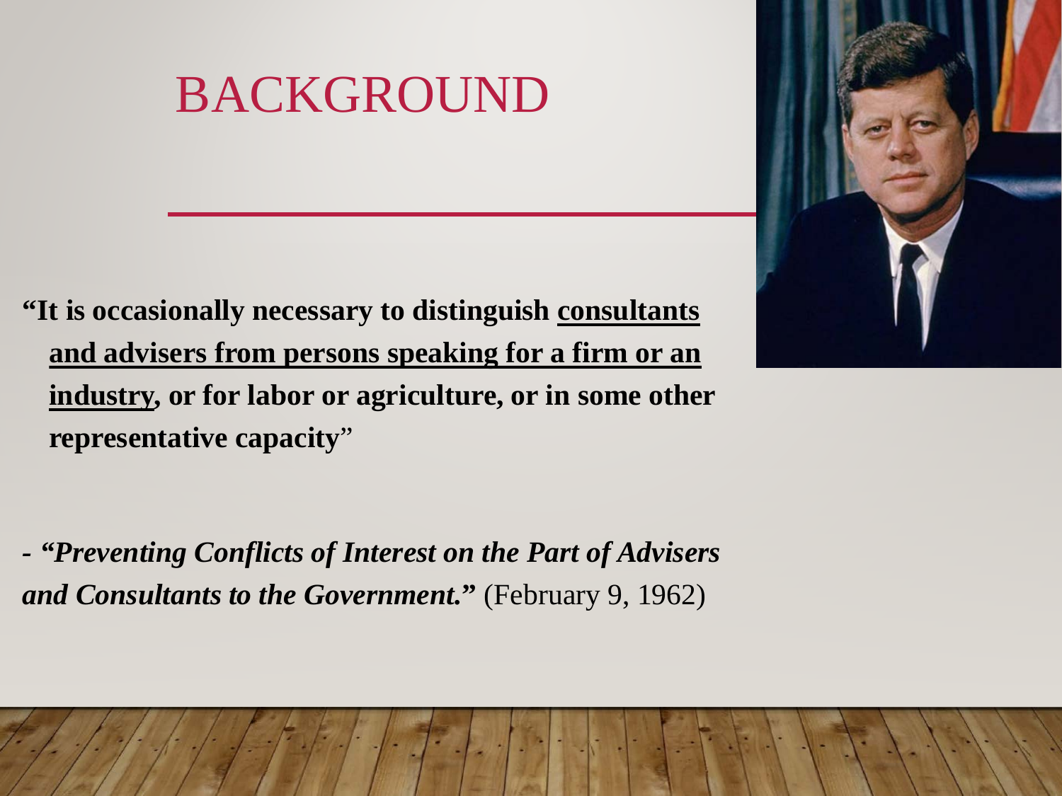# BACKGROUND

**"It is occasionally necessary to distinguish <u>consultants and advisers from persons speaking for a firm or an industry</u>, or for labor or agriculture, or in some other representative capacity"**

**- *"Preventing Conflicts of Interest on the Part of Advisers and Consultants to the Government."*** (February 9, 1962)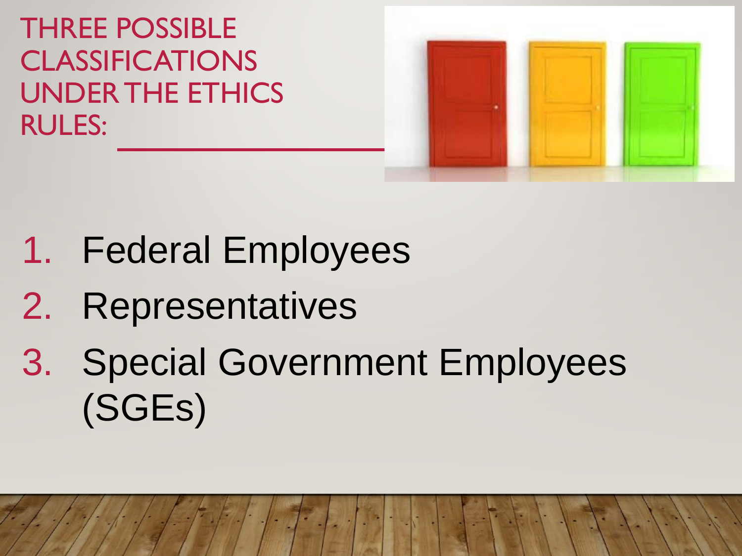# THREE POSSIBLE CLASSIFICATIONS UNDER THE ETHICS RULES:

1. Federal Employees
2. Representatives
3. Special Government Employees (SGEs)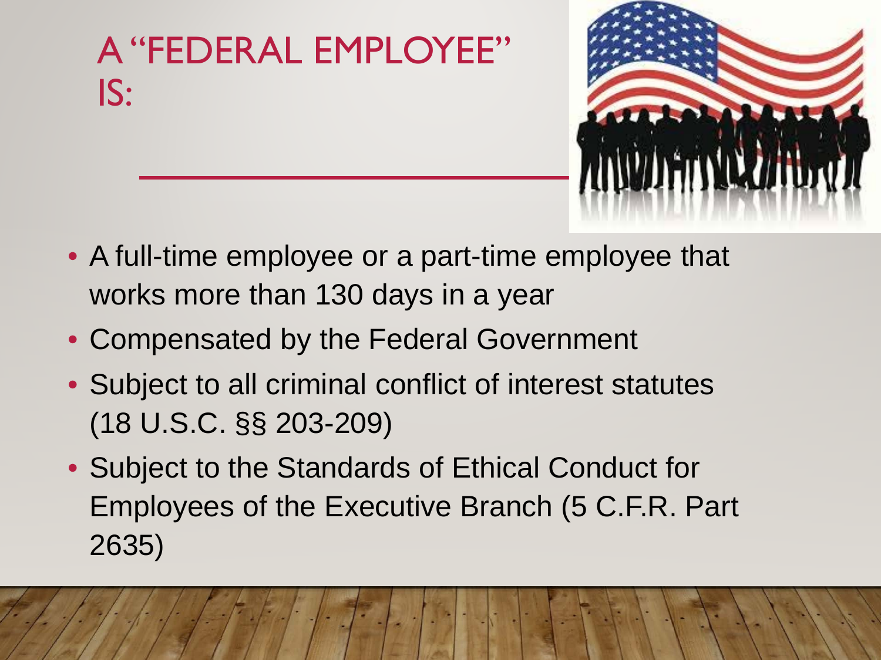# A "FEDERAL EMPLOYEE" IS:

- A full-time employee or a part-time employee that works more than 130 days in a year
- Compensated by the Federal Government
- Subject to all criminal conflict of interest statutes (18 U.S.C. §§ 203-209)
- Subject to the Standards of Ethical Conduct for Employees of the Executive Branch (5 C.F.R. Part 2635)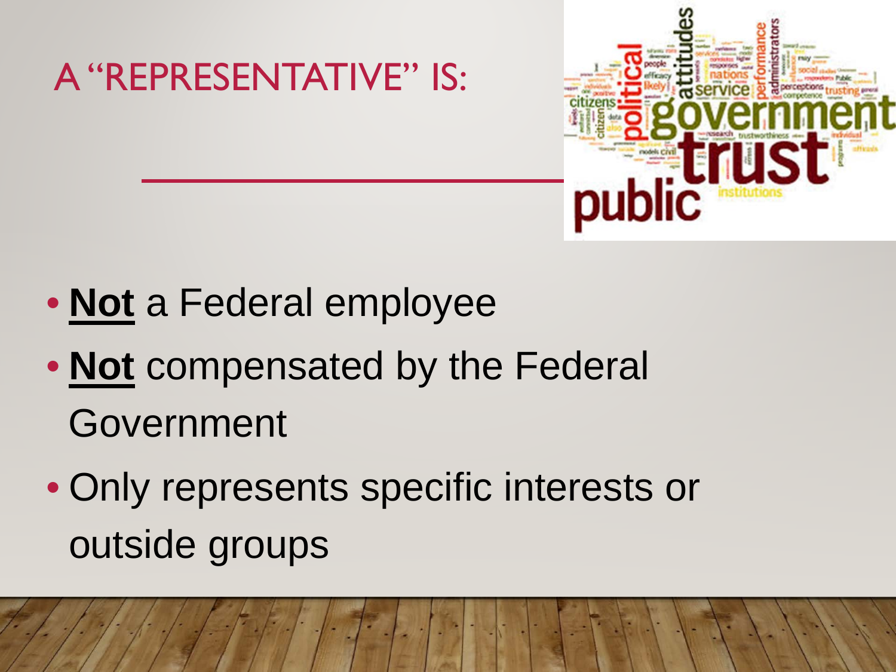# A "REPRESENTATIVE" IS:

- **Not** a Federal employee
- **Not** compensated by the Federal Government
- Only represents specific interests or outside groups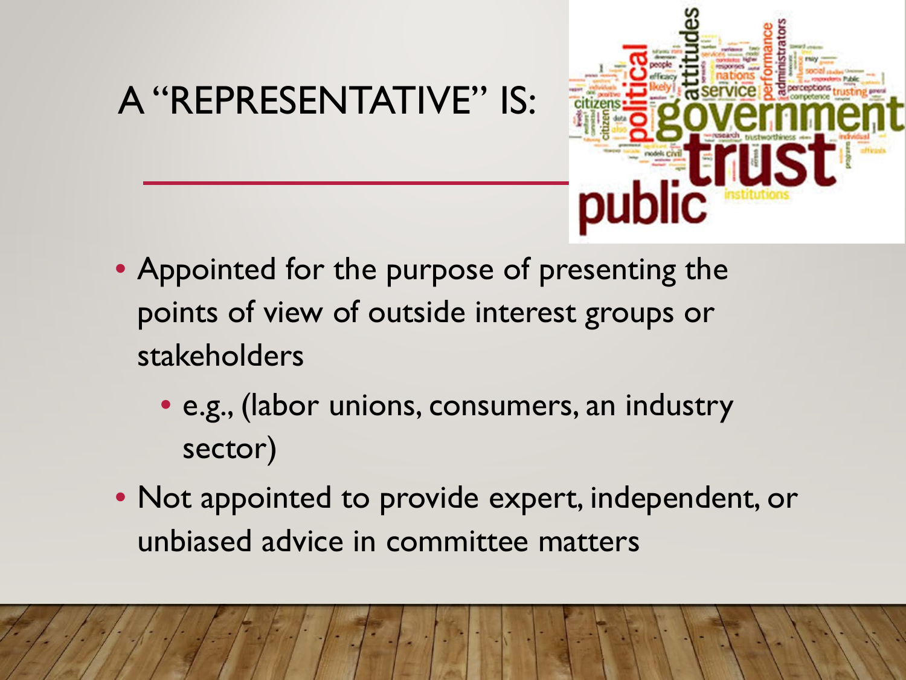# A "REPRESENTATIVE" IS:

- Appointed for the purpose of presenting the points of view of outside interest groups or stakeholders
  - e.g., (labor unions, consumers, an industry sector)
- Not appointed to provide expert, independent, or unbiased advice in committee matters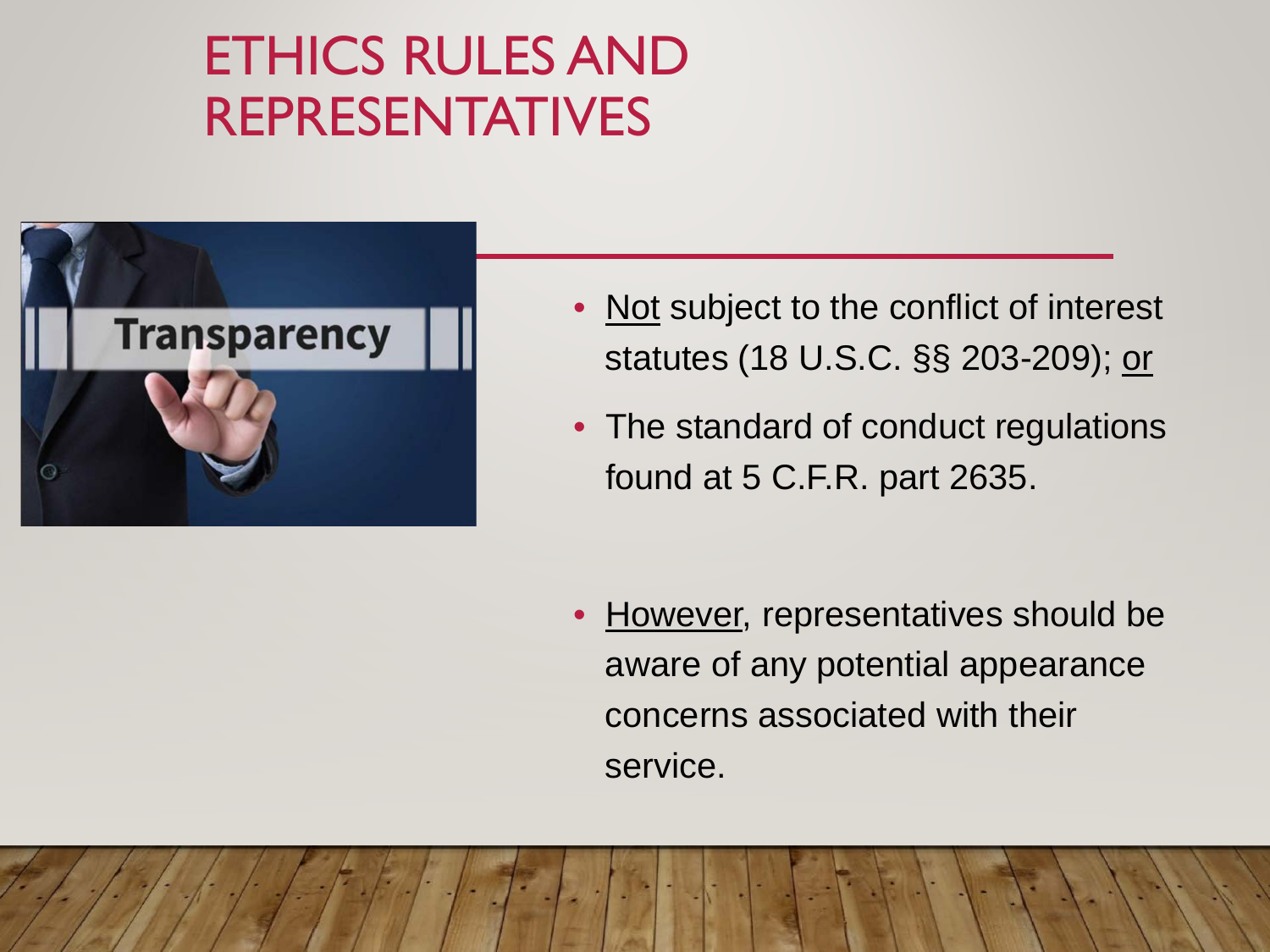# ETHICS RULES AND REPRESENTATIVES

- <u>Not</u> subject to the conflict of interest statutes (18 U.S.C. §§ 203-209); <u>or</u>
- The standard of conduct regulations found at 5 C.F.R. part 2635.

- <u>However</u>, representatives should be aware of any potential appearance concerns associated with their service.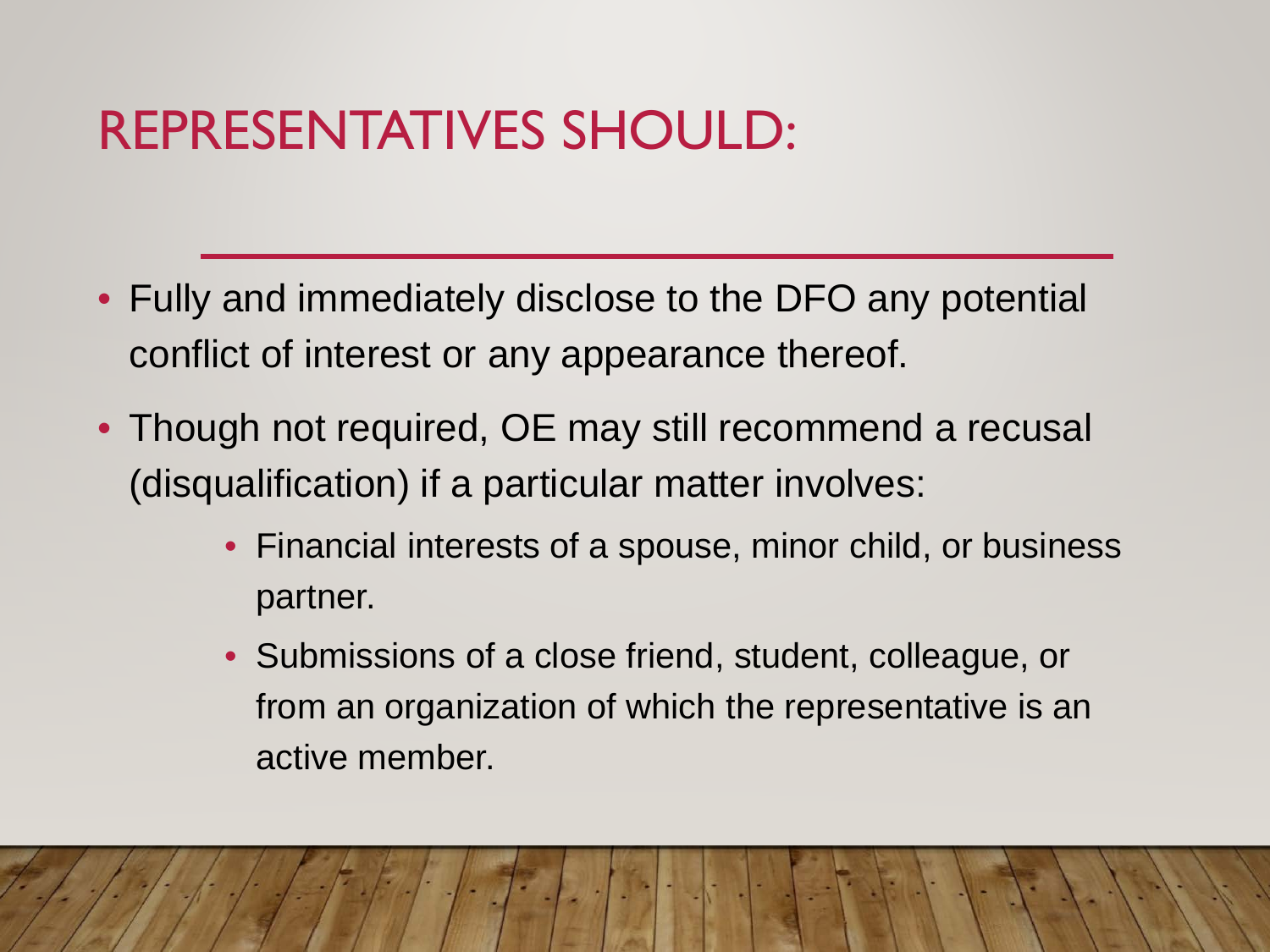# REPRESENTATIVES SHOULD:

- Fully and immediately disclose to the DFO any potential conflict of interest or any appearance thereof.
- Though not required, OE may still recommend a recusal (disqualification) if a particular matter involves:
  - Financial interests of a spouse, minor child, or business partner.
  - Submissions of a close friend, student, colleague, or from an organization of which the representative is an active member.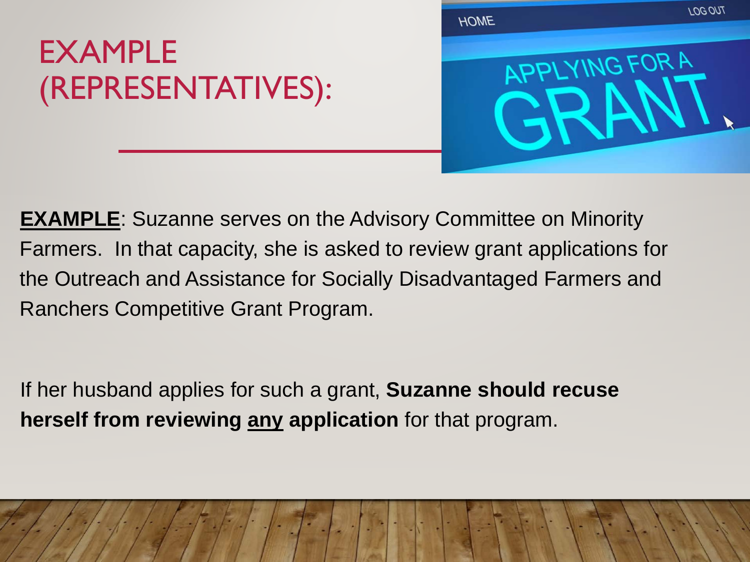# EXAMPLE (REPRESENTATIVES):

**EXAMPLE**: Suzanne serves on the Advisory Committee on Minority Farmers. In that capacity, she is asked to review grant applications for the Outreach and Assistance for Socially Disadvantaged Farmers and Ranchers Competitive Grant Program.

If her husband applies for such a grant, **Suzanne should recuse herself from reviewing any application** for that program.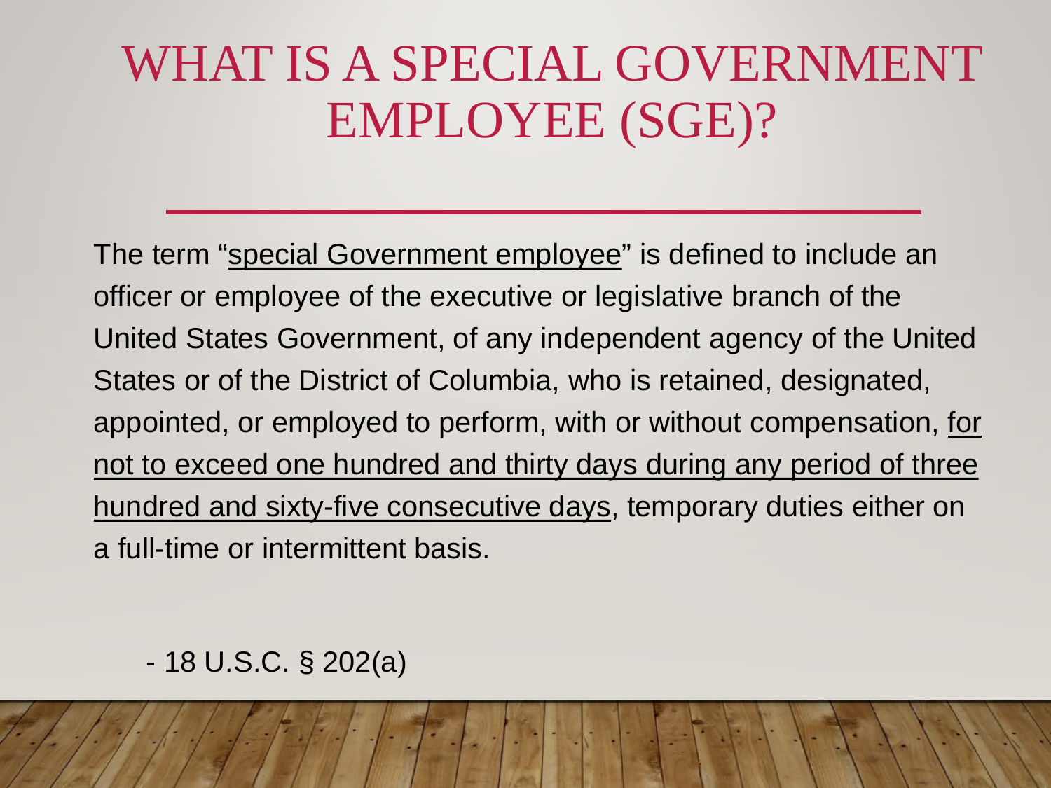# WHAT IS A SPECIAL GOVERNMENT EMPLOYEE (SGE)?

The term "<u>special Government employee</u>" is defined to include an officer or employee of the executive or legislative branch of the United States Government, of any independent agency of the United States or of the District of Columbia, who is retained, designated, appointed, or employed to perform, with or without compensation, <u>for not to exceed one hundred and thirty days during any period of three hundred and sixty-five consecutive days</u>, temporary duties either on a full-time or intermittent basis.

\- 18 U.S.C. § 202(a)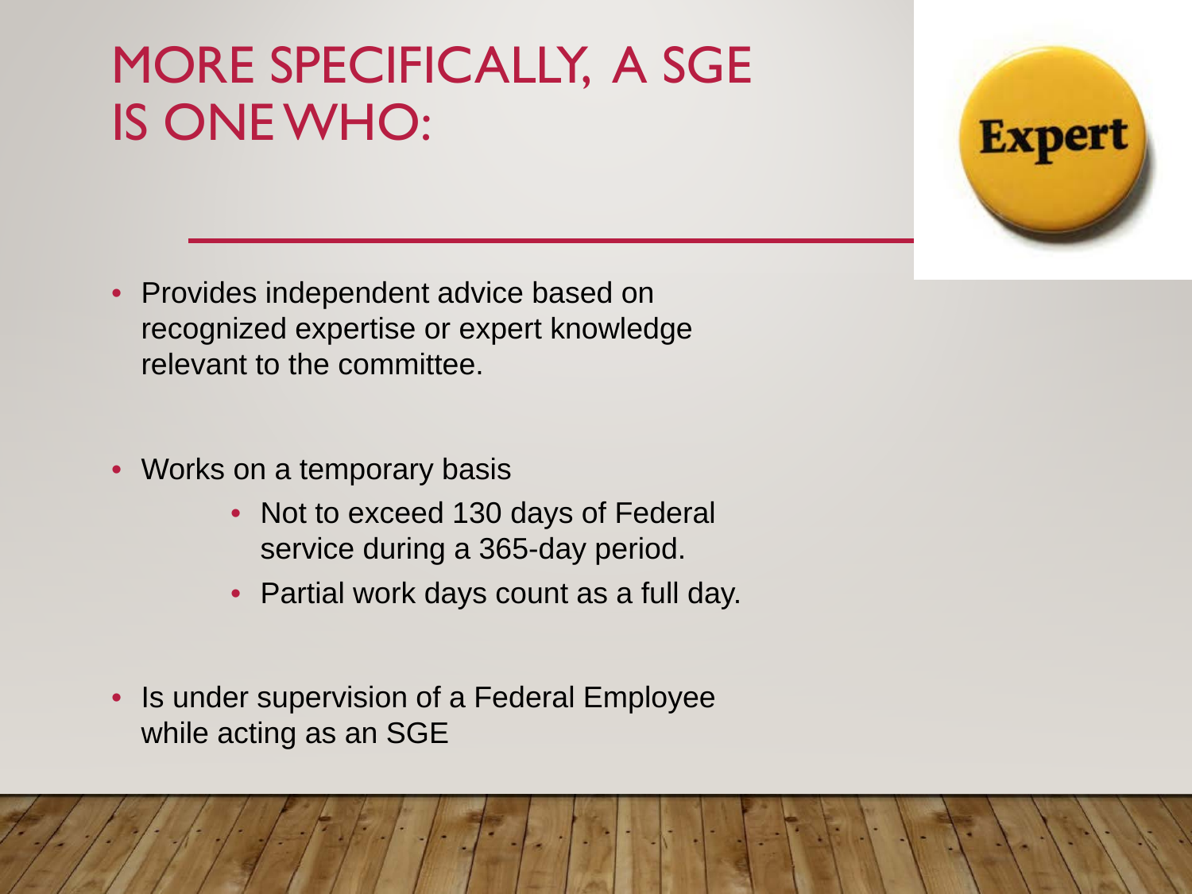# MORE SPECIFICALLY, A SGE IS ONE WHO:

- Provides independent advice based on recognized expertise or expert knowledge relevant to the committee.
- Works on a temporary basis
  - Not to exceed 130 days of Federal service during a 365-day period.
  - Partial work days count as a full day.
- Is under supervision of a Federal Employee while acting as an SGE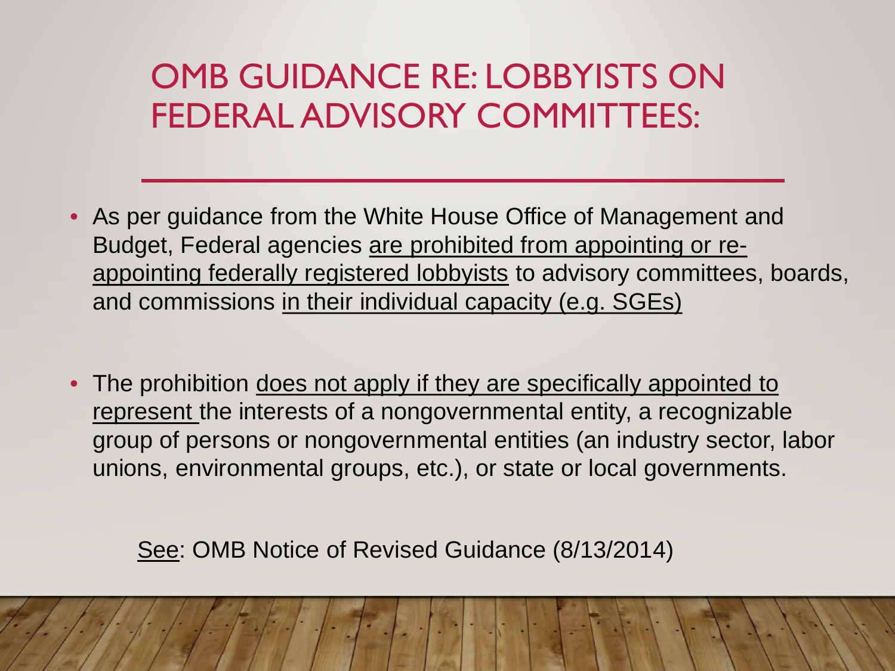# OMB GUIDANCE RE: LOBBYISTS ON FEDERAL ADVISORY COMMITTEES:

- As per guidance from the White House Office of Management and Budget, Federal agencies <u>are prohibited from appointing or re-appointing federally registered lobbyists</u> to advisory committees, boards, and commissions <u>in their individual capacity (e.g. SGEs)</u>

- The prohibition <u>does not apply if they are specifically appointed to represent</u> the interests of a nongovernmental entity, a recognizable group of persons or nongovernmental entities (an industry sector, labor unions, environmental groups, etc.), or state or local governments.

<u>See</u>: OMB Notice of Revised Guidance (8/13/2014)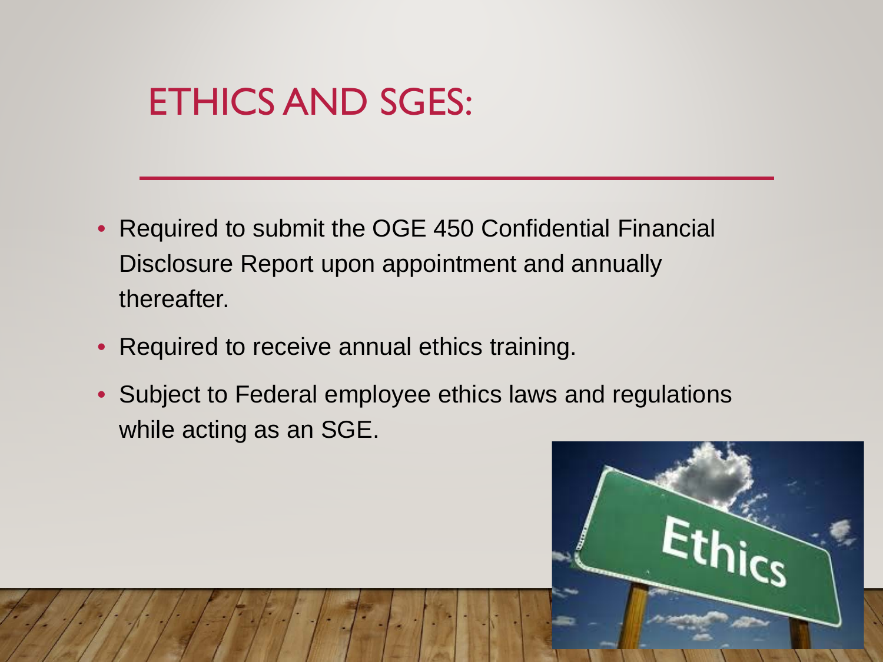# ETHICS AND SGES:

- Required to submit the OGE 450 Confidential Financial Disclosure Report upon appointment and annually thereafter.
- Required to receive annual ethics training.
- Subject to Federal employee ethics laws and regulations while acting as an SGE.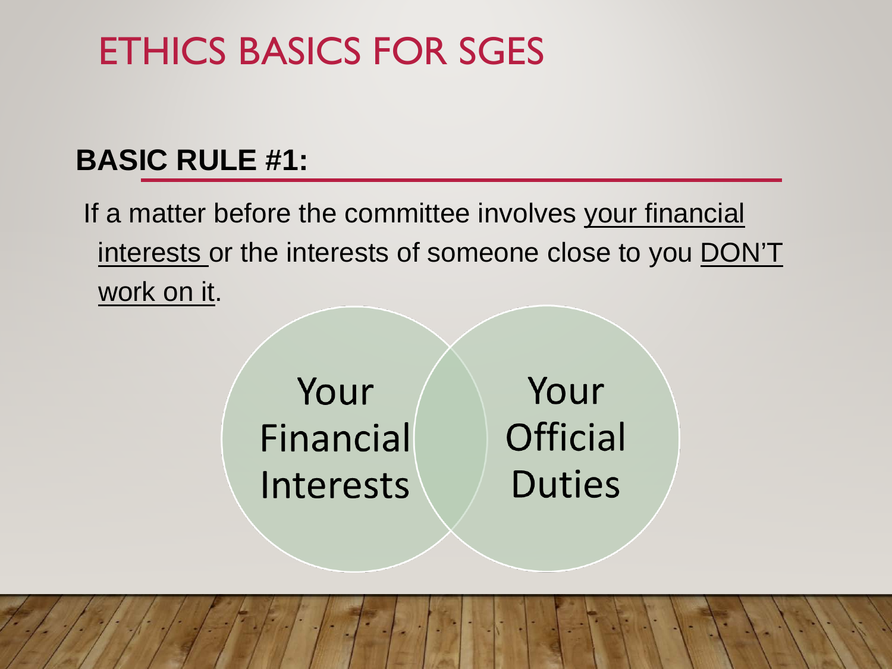# ETHICS BASICS FOR SGES

**BASIC RULE #1:**

If a matter before the committee involves your financial interests or the interests of someone close to you DON'T work on it.

Your Financial Interests

Your Official Duties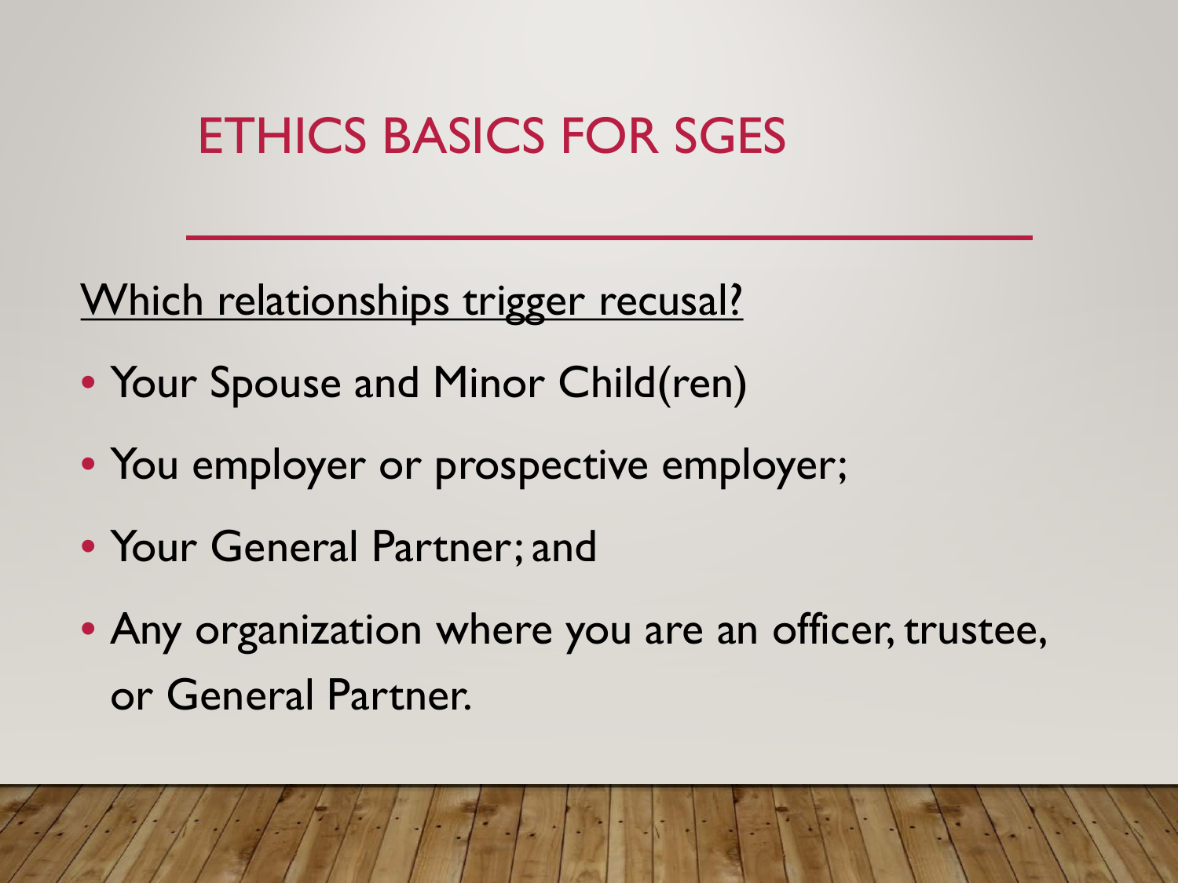# ETHICS BASICS FOR SGES

Which relationships trigger recusal?

- Your Spouse and Minor Child(ren)
- You employer or prospective employer;
- Your General Partner; and
- Any organization where you are an officer, trustee, or General Partner.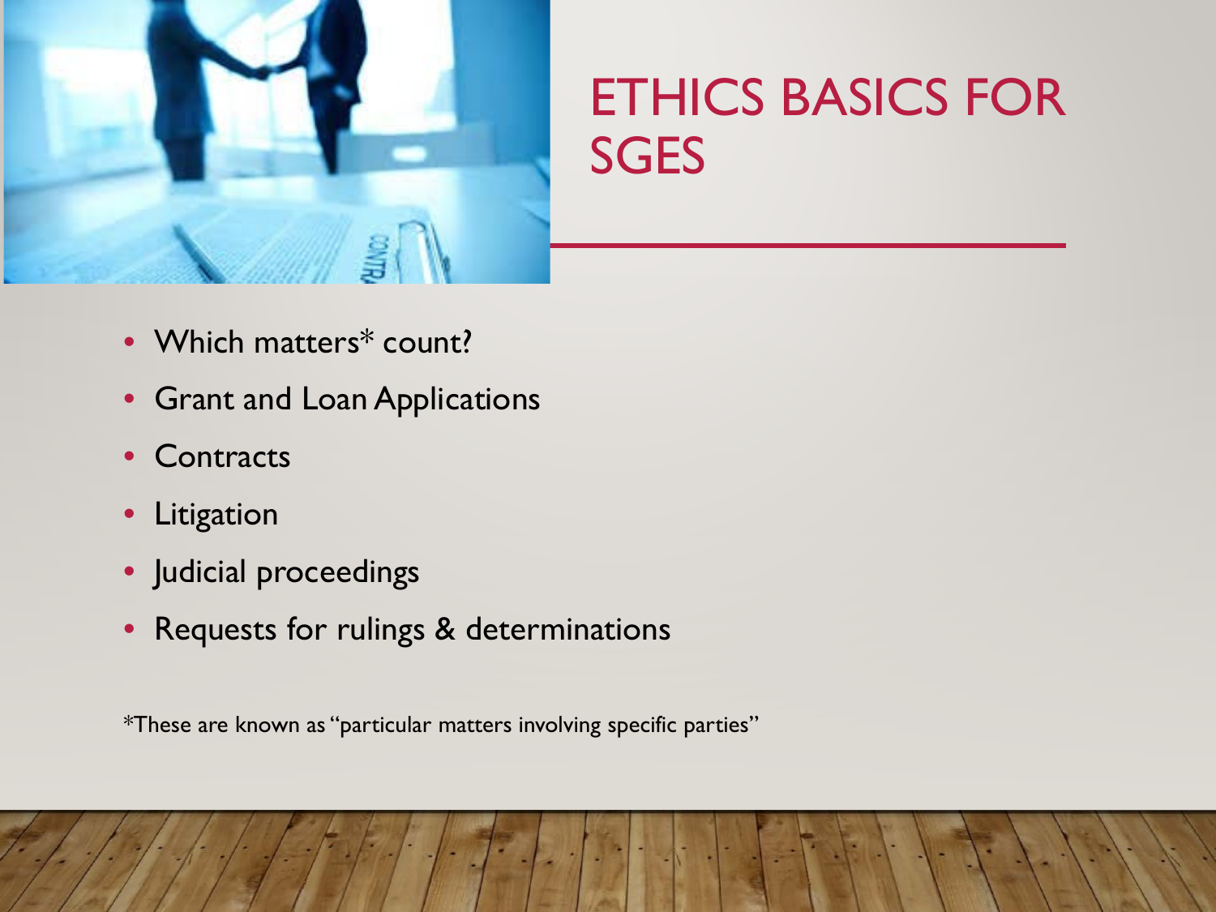# ETHICS BASICS FOR SGES

- Which matters* count?
- Grant and Loan Applications
- Contracts
- Litigation
- Judicial proceedings
- Requests for rulings & determinations

*These are known as "particular matters involving specific parties"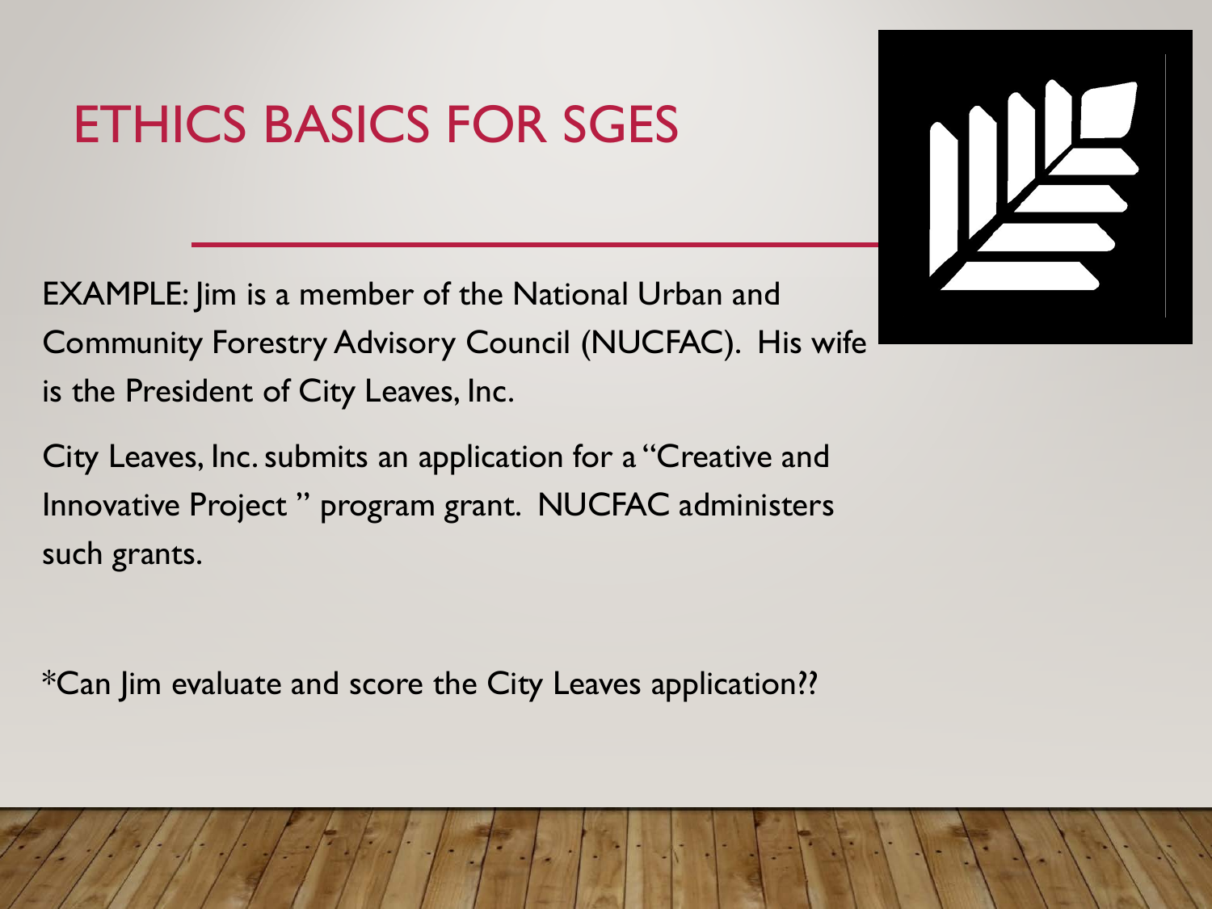# ETHICS BASICS FOR SGES

EXAMPLE: Jim is a member of the National Urban and Community Forestry Advisory Council (NUCFAC). His wife is the President of City Leaves, Inc.

City Leaves, Inc. submits an application for a "Creative and Innovative Project " program grant. NUCFAC administers such grants.

*Can Jim evaluate and score the City Leaves application??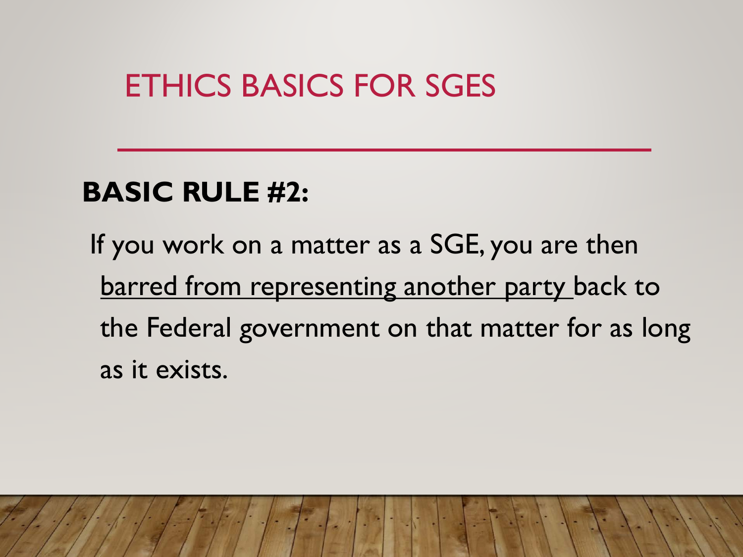# ETHICS BASICS FOR SGES

**BASIC RULE #2:**

If you work on a matter as a SGE, you are then <u>barred from representing another party</u> back to the Federal government on that matter for as long as it exists.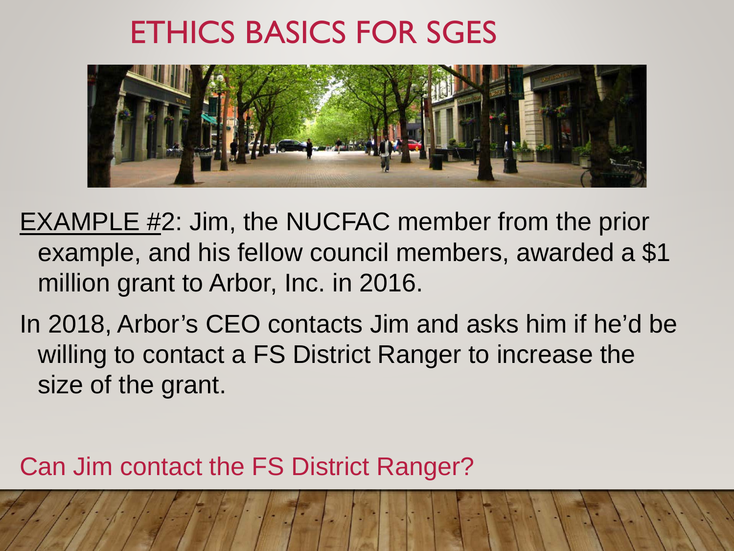# ETHICS BASICS FOR SGES

EXAMPLE #2: Jim, the NUCFAC member from the prior example, and his fellow council members, awarded a $1 million grant to Arbor, Inc. in 2016.

In 2018, Arbor's CEO contacts Jim and asks him if he'd be willing to contact a FS District Ranger to increase the size of the grant.

Can Jim contact the FS District Ranger?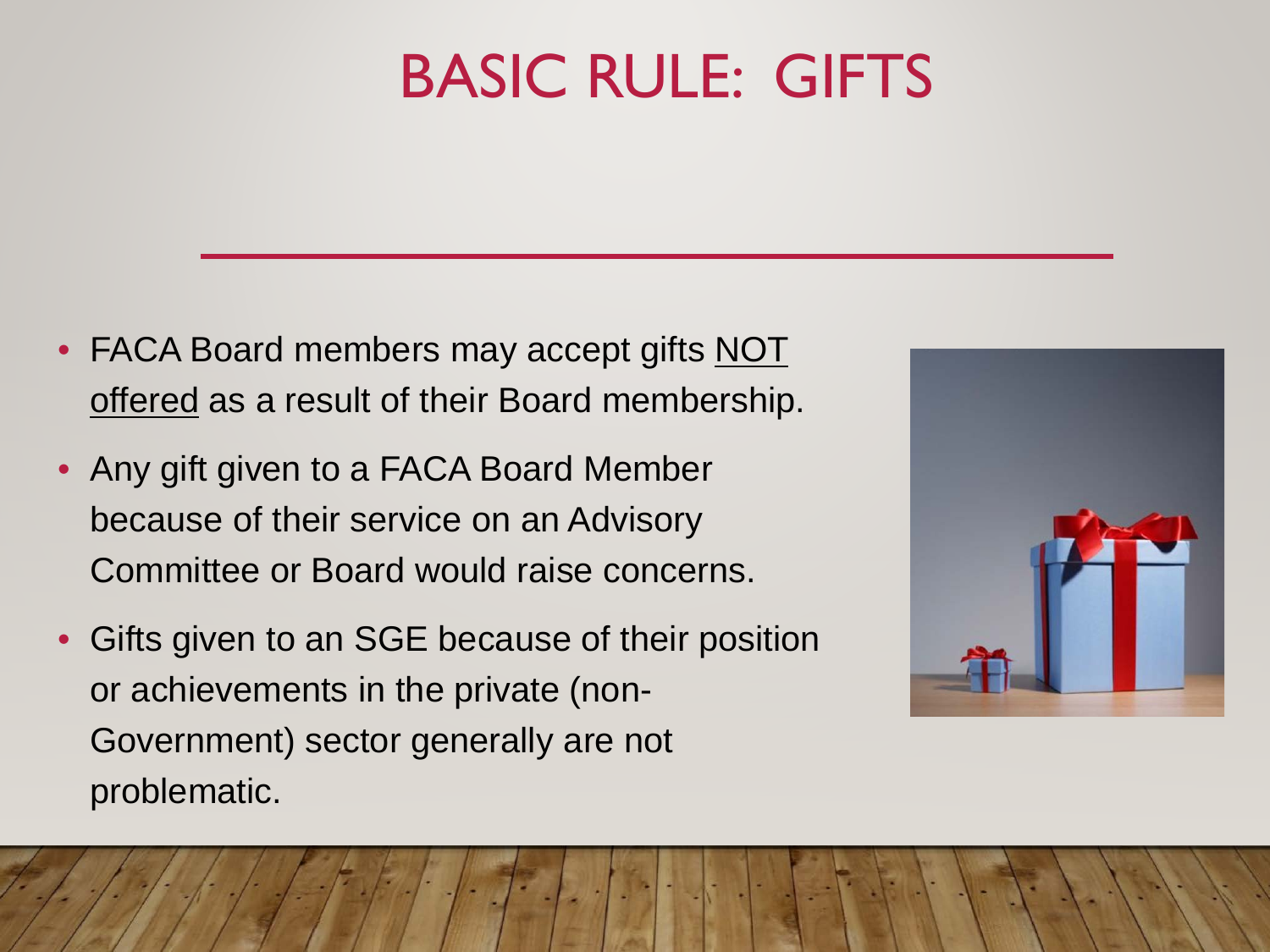# BASIC RULE: GIFTS

- FACA Board members may accept gifts <u>NOT offered</u> as a result of their Board membership.
- Any gift given to a FACA Board Member because of their service on an Advisory Committee or Board would raise concerns.
- Gifts given to an SGE because of their position or achievements in the private (non-Government) sector generally are not problematic.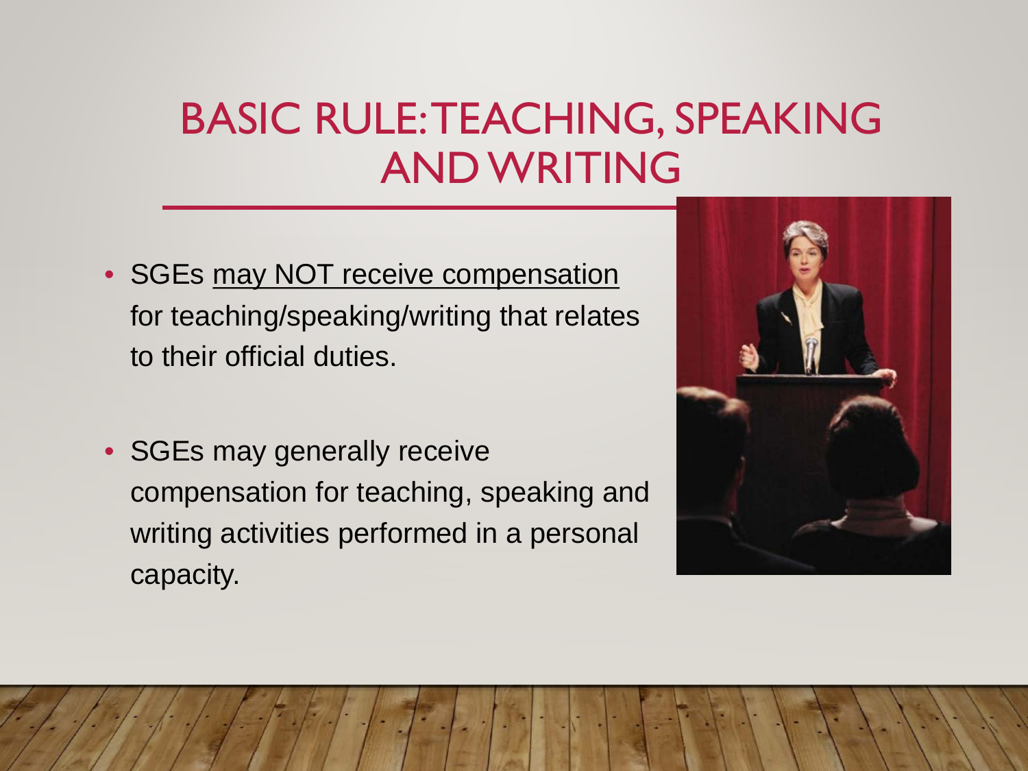# BASIC RULE: TEACHING, SPEAKING AND WRITING

- SGEs <u>may NOT receive compensation</u> for teaching/speaking/writing that relates to their official duties.
- SGEs may generally receive compensation for teaching, speaking and writing activities performed in a personal capacity.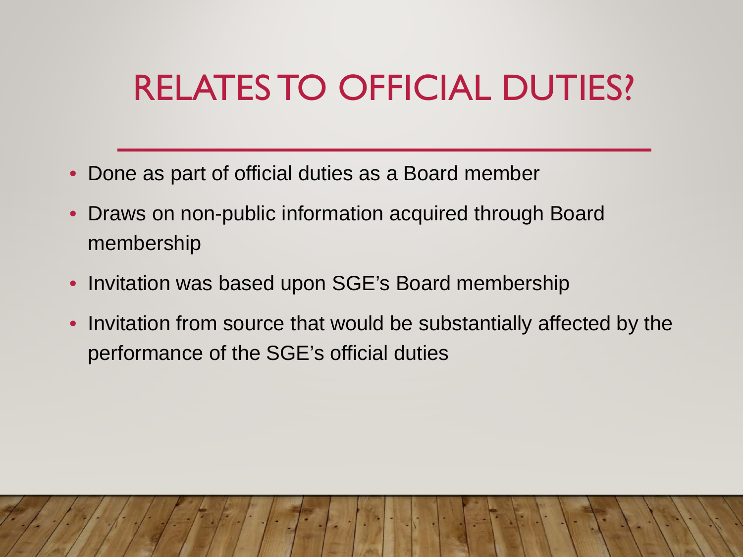# RELATES TO OFFICIAL DUTIES?

- Done as part of official duties as a Board member
- Draws on non-public information acquired through Board membership
- Invitation was based upon SGE's Board membership
- Invitation from source that would be substantially affected by the performance of the SGE's official duties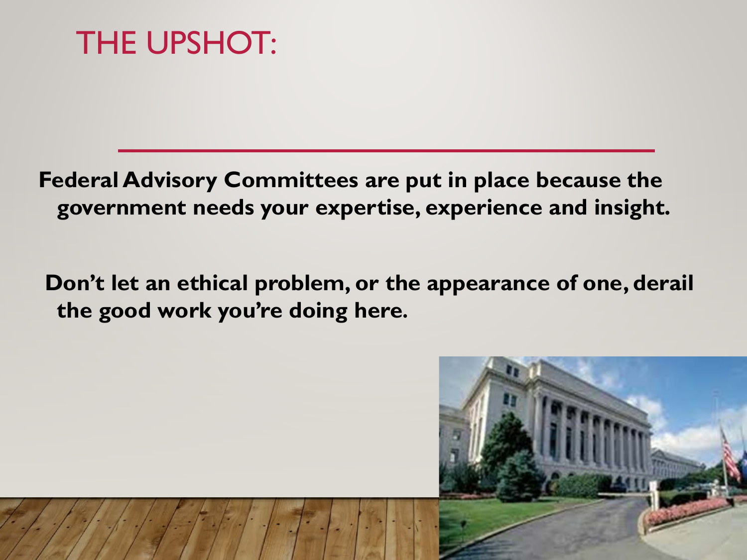# THE UPSHOT:

**Federal Advisory Committees are put in place because the government needs your expertise, experience and insight.**

**Don't let an ethical problem, or the appearance of one, derail the good work you're doing here.**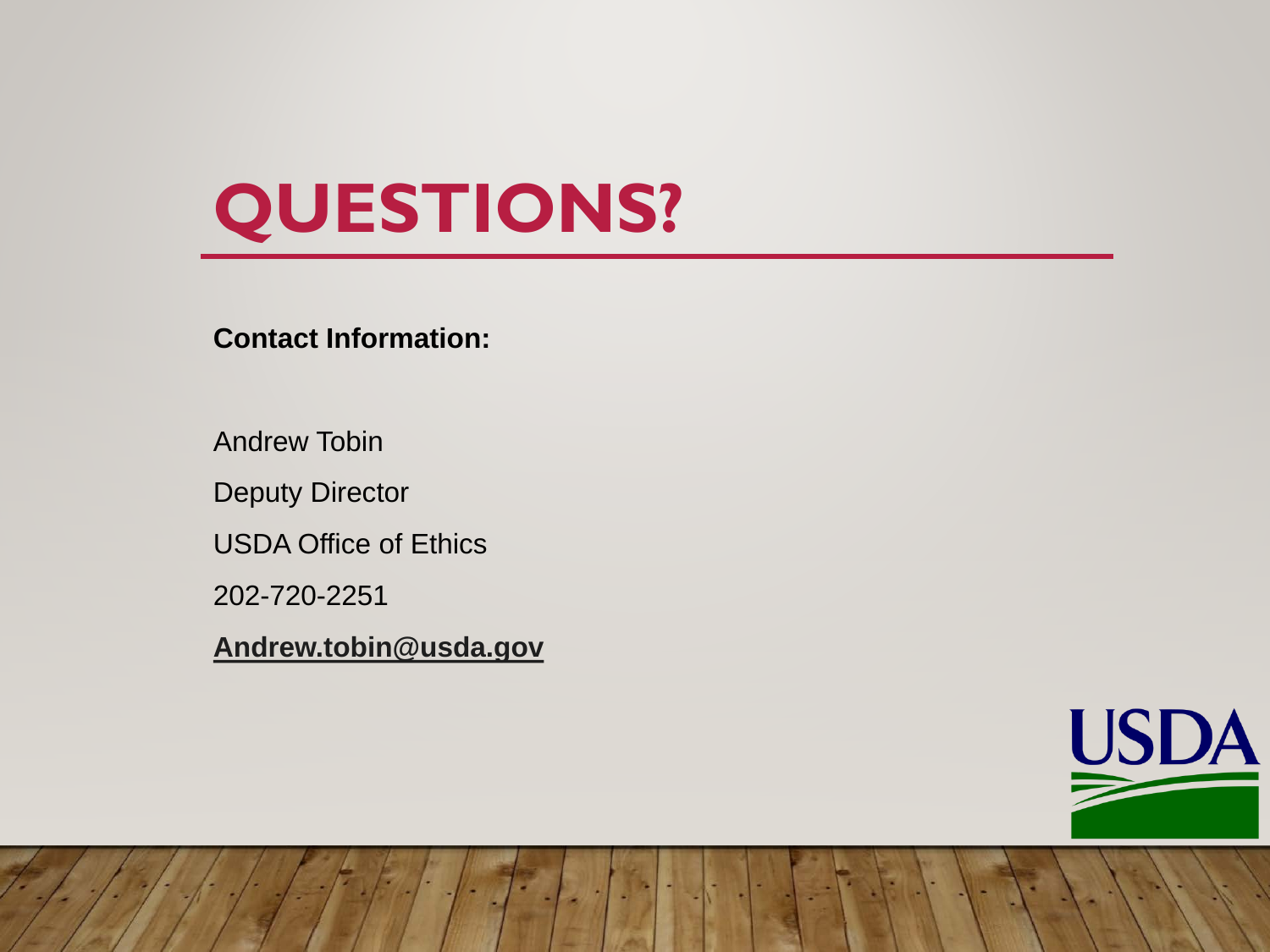# QUESTIONS?

**Contact Information:**

Andrew Tobin

Deputy Director

USDA Office of Ethics

202-720-2251

**Andrew.tobin@usda.gov**